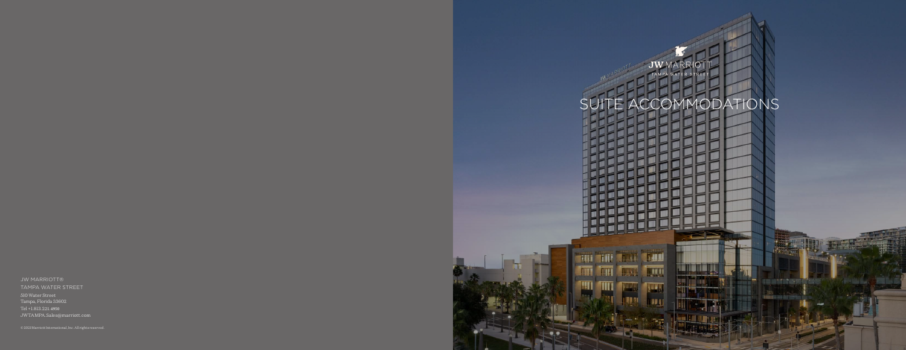# SUITE ACCOMMODATIONS

JW MARRIOTT®
TAMPA WATER STREET

510 Water Street
Tampa, Florida 33602
Tel +1 813.221.4950
JWTAMPA.Sales@marriott.com

© 2021 Marriott International, Inc. All rights reserved.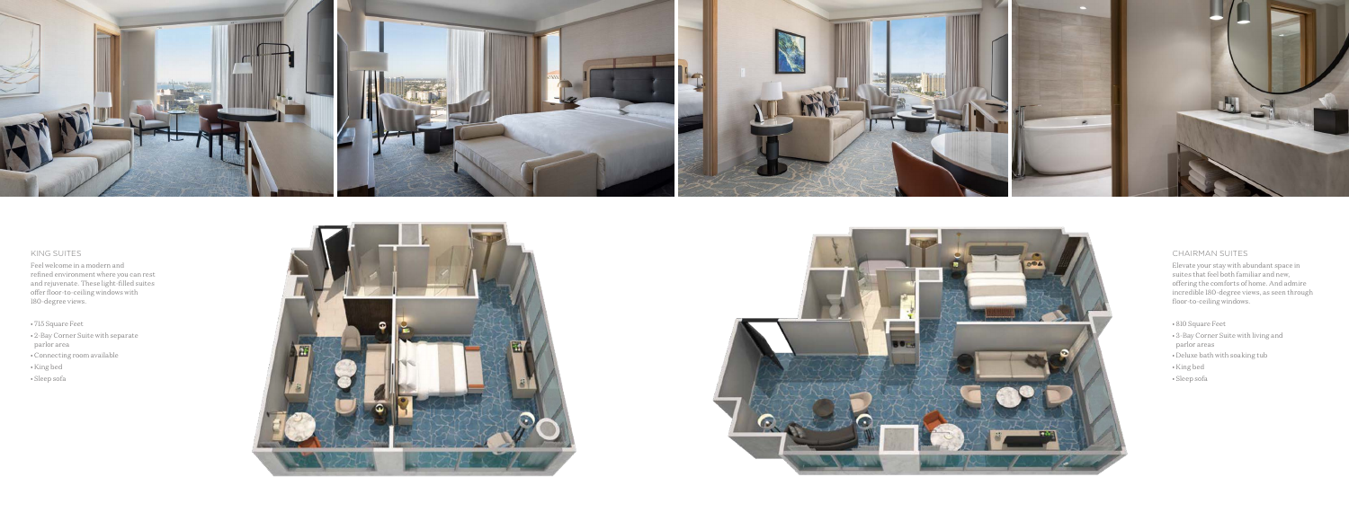## KING SUITES

Feel welcome in a modern and refined environment where you can rest and rejuvenate. These light-filled suites offer floor-to-ceiling windows with 180-degree views.

- 715 Square Feet
- 2-Bay Corner Suite with separate parlor area
- Connecting room available
- King bed
- Sleep sofa

## CHAIRMAN SUITES

Elevate your stay with abundant space in suites that feel both familiar and new, offering the comforts of home. And admire incredible 180-degree views, as seen through floor-to-ceiling windows.

- 810 Square Feet
- 3-Bay Corner Suite with living and parlor areas
- Deluxe bath with soaking tub
- King bed
- Sleep sofa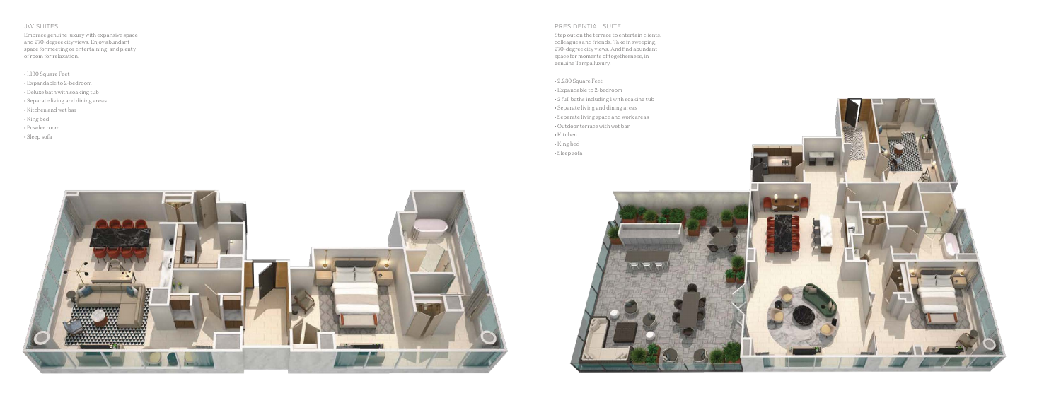## JW SUITES

Embrace genuine luxury with expansive space and 270-degree city views. Enjoy abundant space for meeting or entertaining, and plenty of room for relaxation.

- 1,190 Square Feet
- Expandable to 2-bedroom
- Deluxe bath with soaking tub
- Separate living and dining areas
- Kitchen and wet bar
- King bed
- Powder room
- Sleep sofa

## PRESIDENTIAL SUITE

Step out on the terrace to entertain clients, colleagues and friends. Take in sweeping, 270-degree city views. And find abundant space for moments of togetherness, in genuine Tampa luxury.

- 2,230 Square Feet
- Expandable to 2-bedroom
- 2 full baths including 1 with soaking tub
- Separate living and dining areas
- Separate living space and work areas
- Outdoor terrace with wet bar
- Kitchen
- King bed
- Sleep sofa